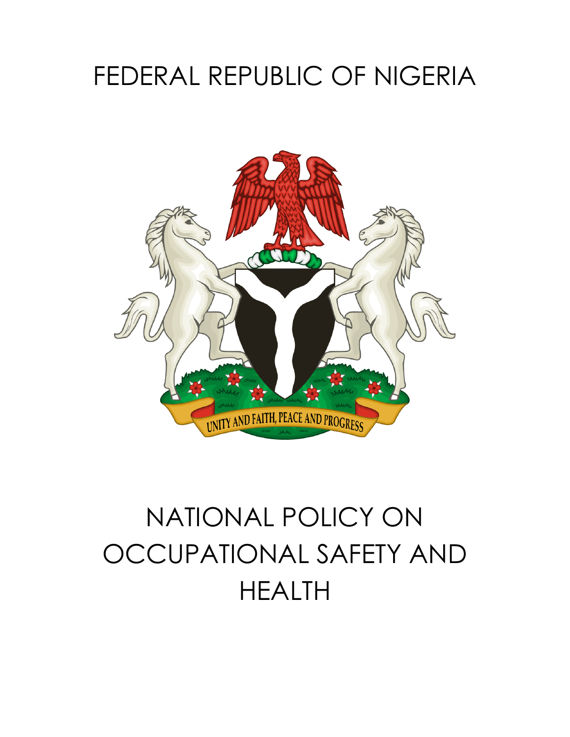# FEDERAL REPUBLIC OF NIGERIA

# NATIONAL POLICY ON OCCUPATIONAL SAFETY AND HEALTH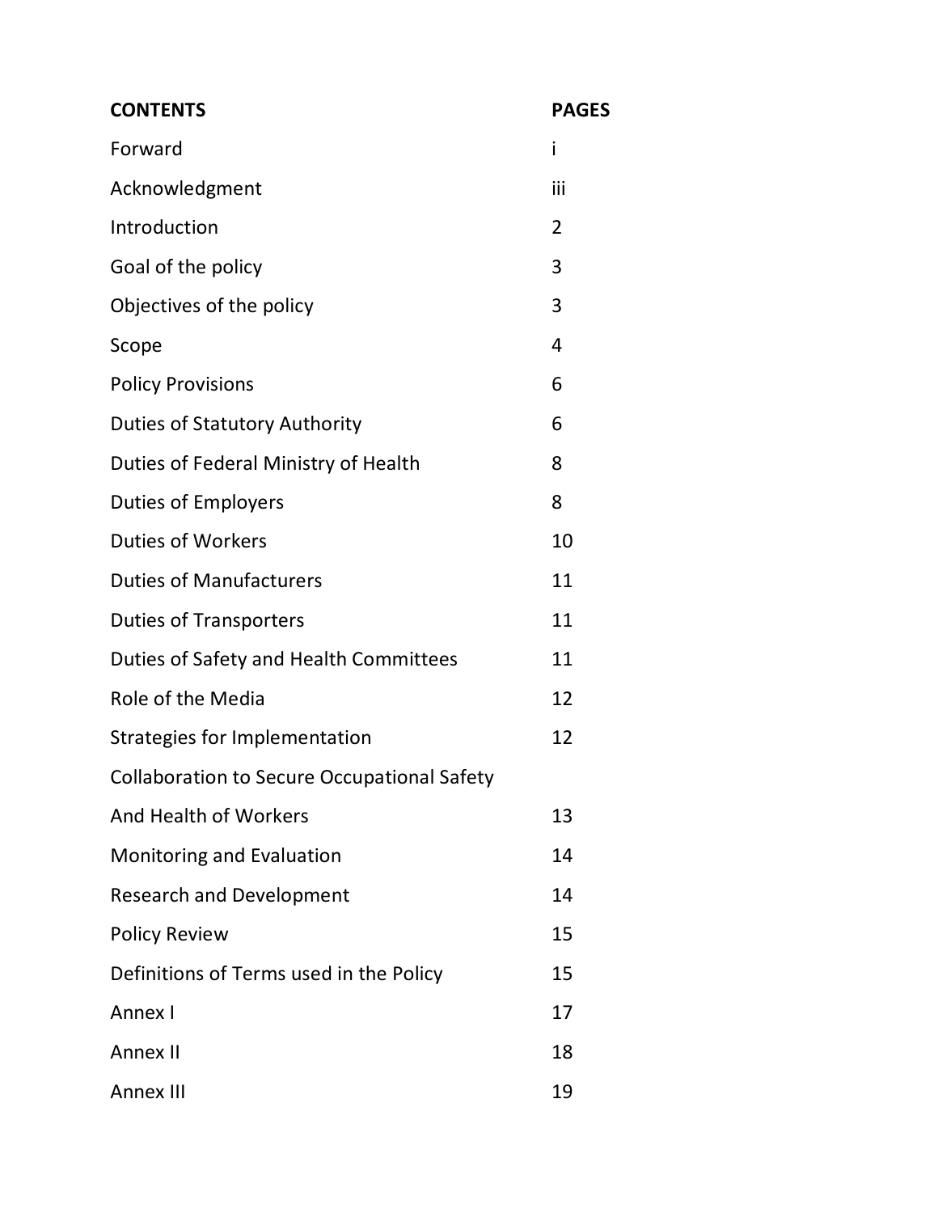| CONTENTS | PAGES |
|---|---|
| Forward | i |
| Acknowledgment | iii |
| Introduction | 2 |
| Goal of the policy | 3 |
| Objectives of the policy | 3 |
| Scope | 4 |
| Policy Provisions | 6 |
| Duties of Statutory Authority | 6 |
| Duties of Federal Ministry of Health | 8 |
| Duties of Employers | 8 |
| Duties of Workers | 10 |
| Duties of Manufacturers | 11 |
| Duties of Transporters | 11 |
| Duties of Safety and Health Committees | 11 |
| Role of the Media | 12 |
| Strategies for Implementation | 12 |
| Collaboration to Secure Occupational Safety And Health of Workers | 13 |
| Monitoring and Evaluation | 14 |
| Research and Development | 14 |
| Policy Review | 15 |
| Definitions of Terms used in the Policy | 15 |
| Annex I | 17 |
| Annex II | 18 |
| Annex III | 19 |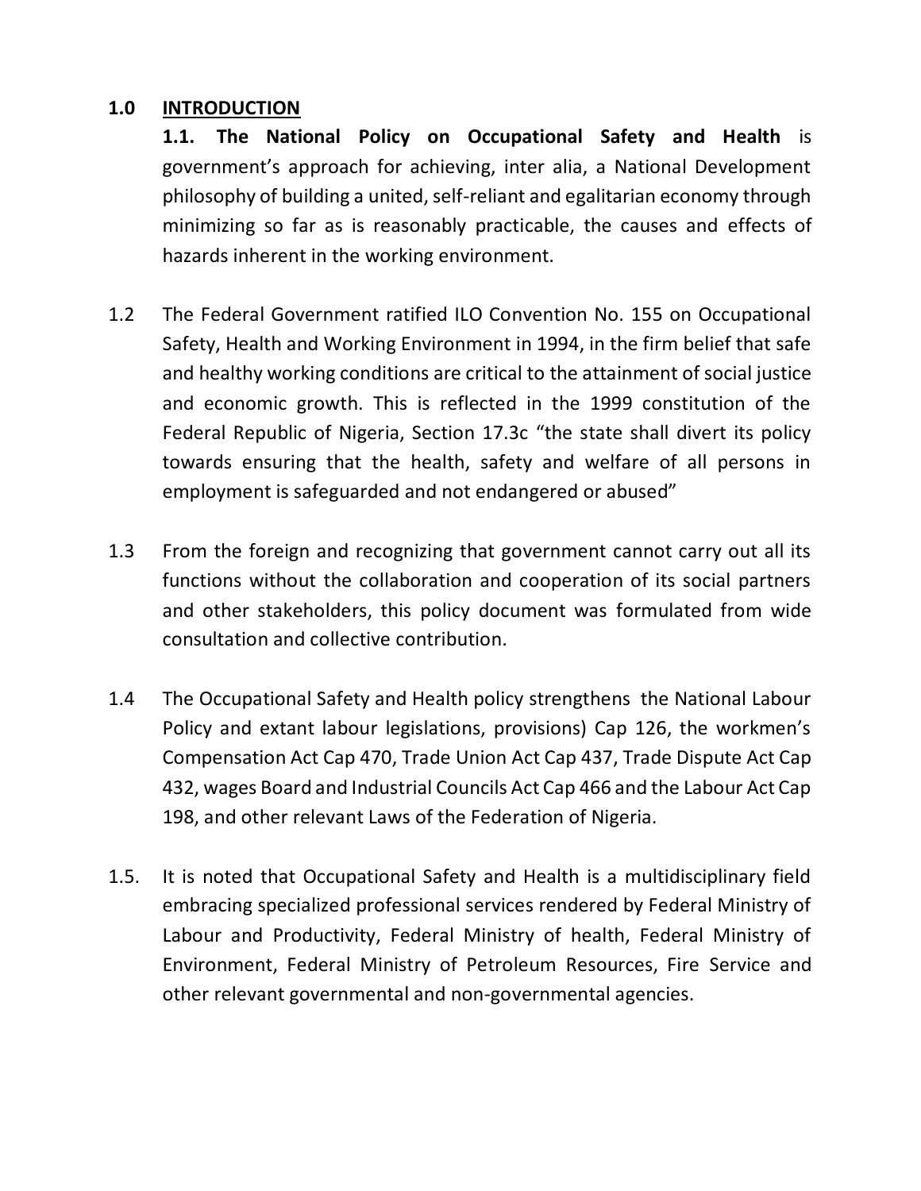## 1.0 INTRODUCTION

**1.1. The National Policy on Occupational Safety and Health** is government's approach for achieving, inter alia, a National Development philosophy of building a united, self-reliant and egalitarian economy through minimizing so far as is reasonably practicable, the causes and effects of hazards inherent in the working environment.

1.2 The Federal Government ratified ILO Convention No. 155 on Occupational Safety, Health and Working Environment in 1994, in the firm belief that safe and healthy working conditions are critical to the attainment of social justice and economic growth. This is reflected in the 1999 constitution of the Federal Republic of Nigeria, Section 17.3c "the state shall divert its policy towards ensuring that the health, safety and welfare of all persons in employment is safeguarded and not endangered or abused"

1.3 From the foreign and recognizing that government cannot carry out all its functions without the collaboration and cooperation of its social partners and other stakeholders, this policy document was formulated from wide consultation and collective contribution.

1.4 The Occupational Safety and Health policy strengthens the National Labour Policy and extant labour legislations, provisions) Cap 126, the workmen's Compensation Act Cap 470, Trade Union Act Cap 437, Trade Dispute Act Cap 432, wages Board and Industrial Councils Act Cap 466 and the Labour Act Cap 198, and other relevant Laws of the Federation of Nigeria.

1.5. It is noted that Occupational Safety and Health is a multidisciplinary field embracing specialized professional services rendered by Federal Ministry of Labour and Productivity, Federal Ministry of health, Federal Ministry of Environment, Federal Ministry of Petroleum Resources, Fire Service and other relevant governmental and non-governmental agencies.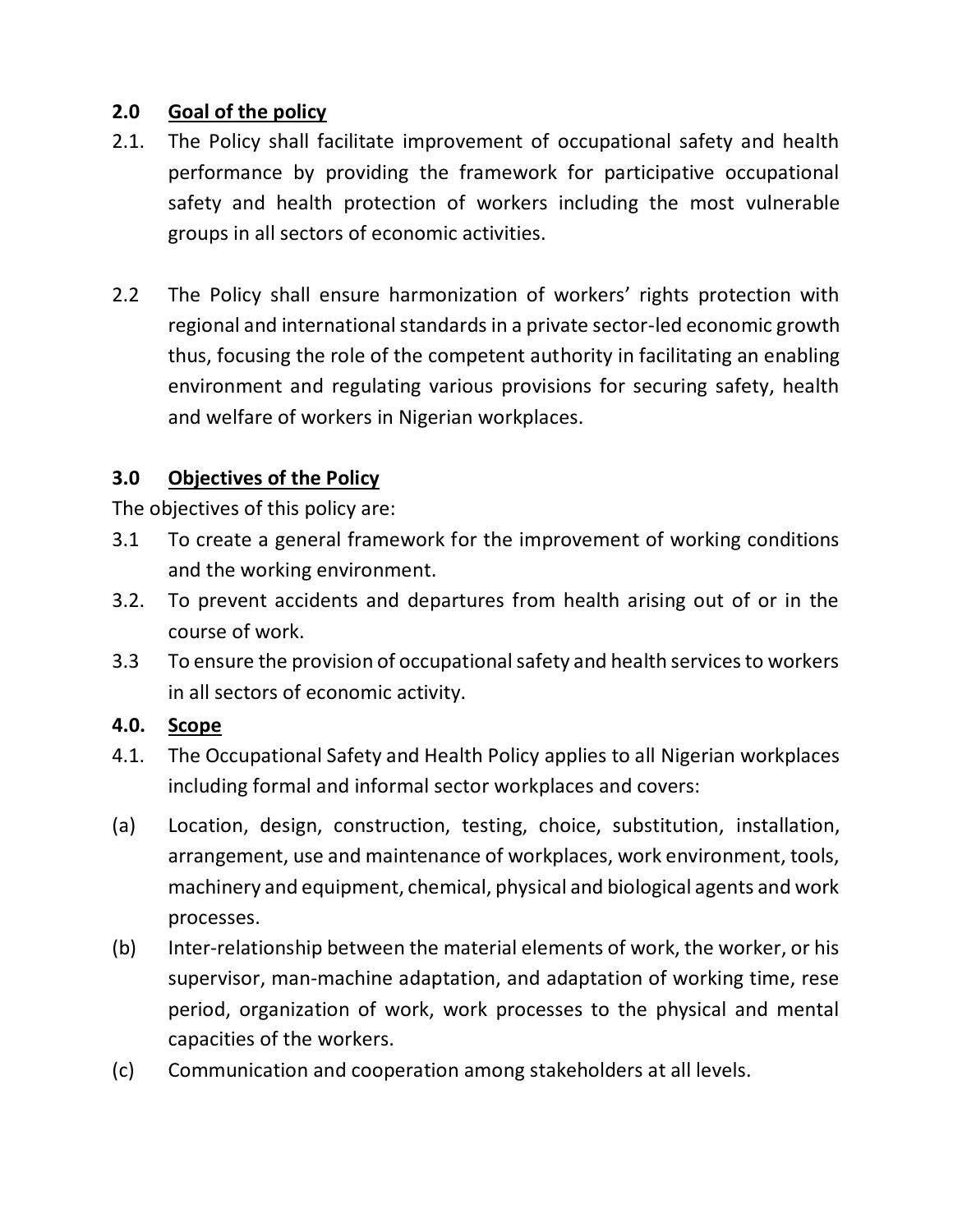## 2.0 Goal of the policy

2.1. The Policy shall facilitate improvement of occupational safety and health performance by providing the framework for participative occupational safety and health protection of workers including the most vulnerable groups in all sectors of economic activities.

2.2 The Policy shall ensure harmonization of workers' rights protection with regional and international standards in a private sector-led economic growth thus, focusing the role of the competent authority in facilitating an enabling environment and regulating various provisions for securing safety, health and welfare of workers in Nigerian workplaces.

## 3.0 Objectives of the Policy

The objectives of this policy are:

3.1 To create a general framework for the improvement of working conditions and the working environment.

3.2. To prevent accidents and departures from health arising out of or in the course of work.

3.3 To ensure the provision of occupational safety and health services to workers in all sectors of economic activity.

## 4.0. Scope

4.1. The Occupational Safety and Health Policy applies to all Nigerian workplaces including formal and informal sector workplaces and covers:

(a) Location, design, construction, testing, choice, substitution, installation, arrangement, use and maintenance of workplaces, work environment, tools, machinery and equipment, chemical, physical and biological agents and work processes.

(b) Inter-relationship between the material elements of work, the worker, or his supervisor, man-machine adaptation, and adaptation of working time, rese period, organization of work, work processes to the physical and mental capacities of the workers.

(c) Communication and cooperation among stakeholders at all levels.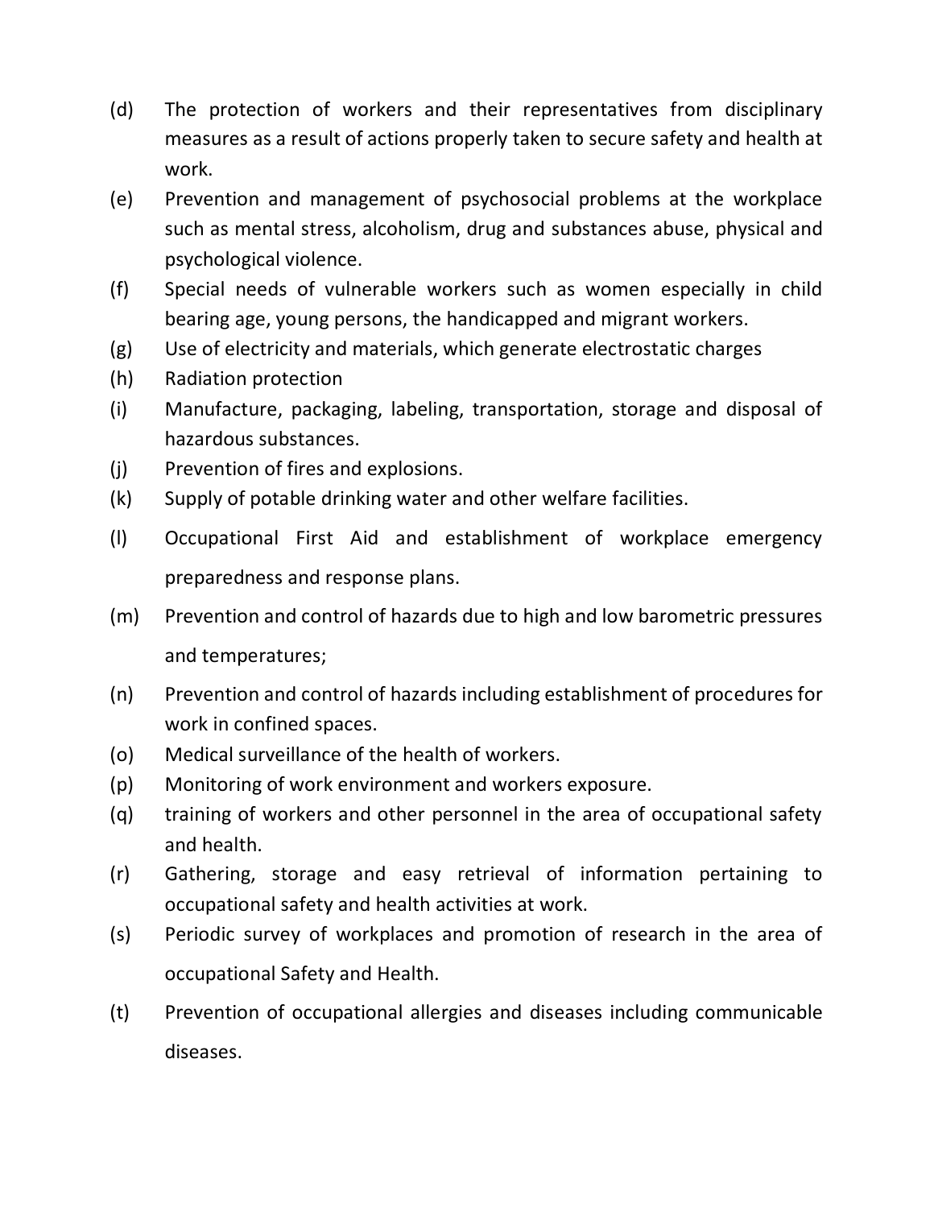(d) The protection of workers and their representatives from disciplinary measures as a result of actions properly taken to secure safety and health at work.

(e) Prevention and management of psychosocial problems at the workplace such as mental stress, alcoholism, drug and substances abuse, physical and psychological violence.

(f) Special needs of vulnerable workers such as women especially in child bearing age, young persons, the handicapped and migrant workers.

(g) Use of electricity and materials, which generate electrostatic charges

(h) Radiation protection

(i) Manufacture, packaging, labeling, transportation, storage and disposal of hazardous substances.

(j) Prevention of fires and explosions.

(k) Supply of potable drinking water and other welfare facilities.

(l) Occupational First Aid and establishment of workplace emergency preparedness and response plans.

(m) Prevention and control of hazards due to high and low barometric pressures and temperatures;

(n) Prevention and control of hazards including establishment of procedures for work in confined spaces.

(o) Medical surveillance of the health of workers.

(p) Monitoring of work environment and workers exposure.

(q) training of workers and other personnel in the area of occupational safety and health.

(r) Gathering, storage and easy retrieval of information pertaining to occupational safety and health activities at work.

(s) Periodic survey of workplaces and promotion of research in the area of occupational Safety and Health.

(t) Prevention of occupational allergies and diseases including communicable diseases.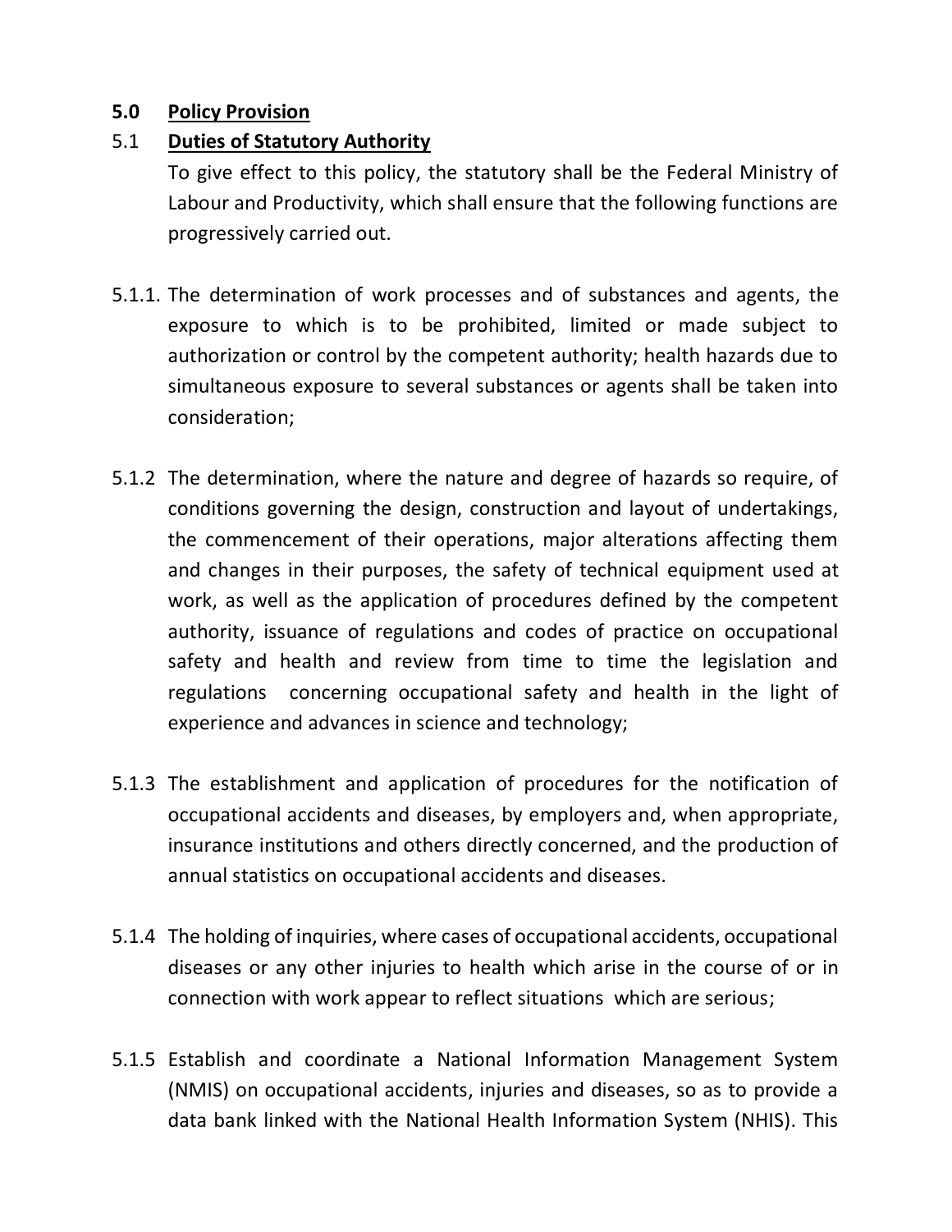## 5.0 Policy Provision

### 5.1 Duties of Statutory Authority

To give effect to this policy, the statutory shall be the Federal Ministry of Labour and Productivity, which shall ensure that the following functions are progressively carried out.

5.1.1. The determination of work processes and of substances and agents, the exposure to which is to be prohibited, limited or made subject to authorization or control by the competent authority; health hazards due to simultaneous exposure to several substances or agents shall be taken into consideration;

5.1.2 The determination, where the nature and degree of hazards so require, of conditions governing the design, construction and layout of undertakings, the commencement of their operations, major alterations affecting them and changes in their purposes, the safety of technical equipment used at work, as well as the application of procedures defined by the competent authority, issuance of regulations and codes of practice on occupational safety and health and review from time to time the legislation and regulations concerning occupational safety and health in the light of experience and advances in science and technology;

5.1.3 The establishment and application of procedures for the notification of occupational accidents and diseases, by employers and, when appropriate, insurance institutions and others directly concerned, and the production of annual statistics on occupational accidents and diseases.

5.1.4 The holding of inquiries, where cases of occupational accidents, occupational diseases or any other injuries to health which arise in the course of or in connection with work appear to reflect situations which are serious;

5.1.5 Establish and coordinate a National Information Management System (NMIS) on occupational accidents, injuries and diseases, so as to provide a data bank linked with the National Health Information System (NHIS). This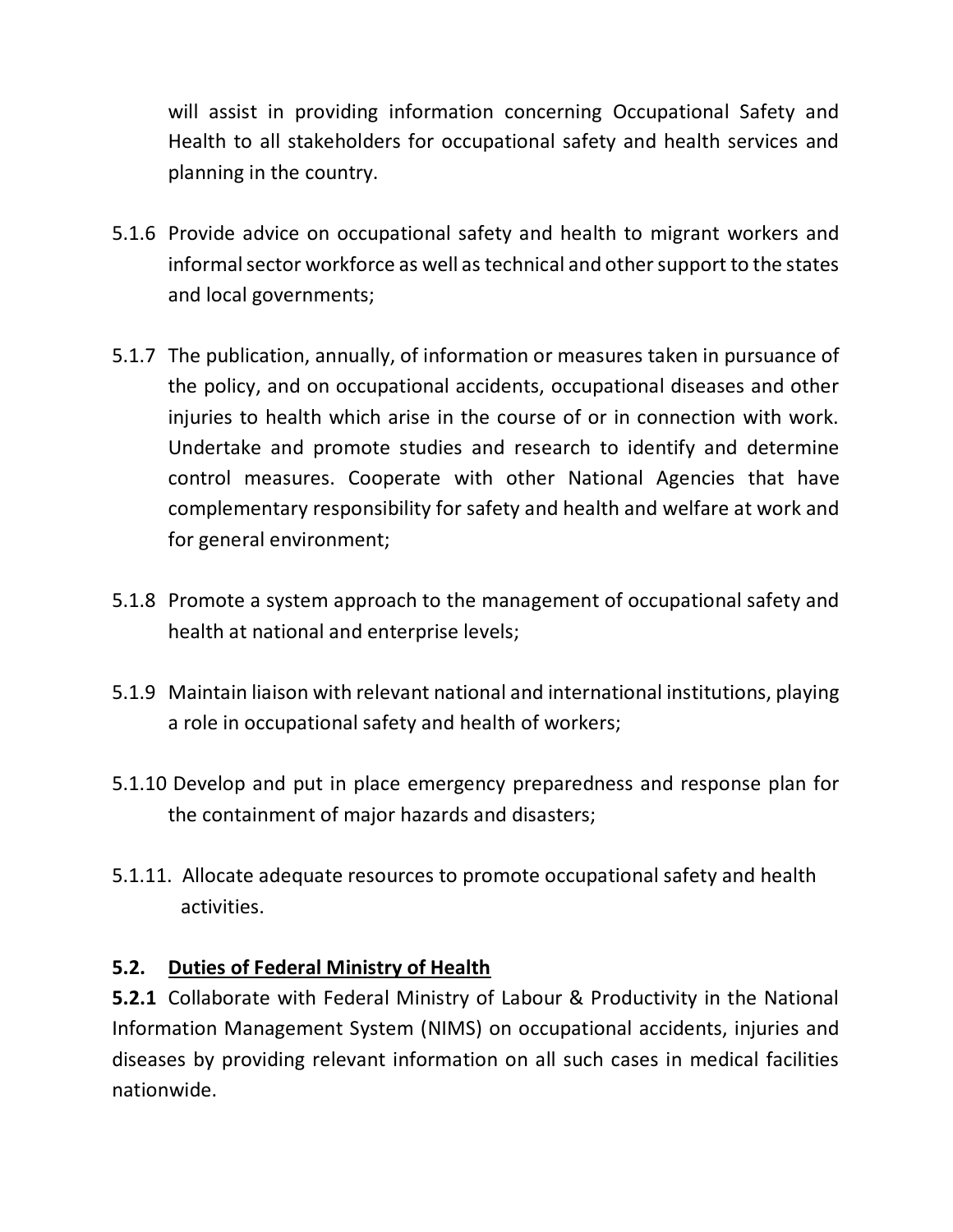will assist in providing information concerning Occupational Safety and Health to all stakeholders for occupational safety and health services and planning in the country.

5.1.6 Provide advice on occupational safety and health to migrant workers and informal sector workforce as well as technical and other support to the states and local governments;

5.1.7 The publication, annually, of information or measures taken in pursuance of the policy, and on occupational accidents, occupational diseases and other injuries to health which arise in the course of or in connection with work. Undertake and promote studies and research to identify and determine control measures. Cooperate with other National Agencies that have complementary responsibility for safety and health and welfare at work and for general environment;

5.1.8 Promote a system approach to the management of occupational safety and health at national and enterprise levels;

5.1.9 Maintain liaison with relevant national and international institutions, playing a role in occupational safety and health of workers;

5.1.10 Develop and put in place emergency preparedness and response plan for the containment of major hazards and disasters;

5.1.11. Allocate adequate resources to promote occupational safety and health activities.

### 5.2. Duties of Federal Ministry of Health

**5.2.1** Collaborate with Federal Ministry of Labour & Productivity in the National Information Management System (NIMS) on occupational accidents, injuries and diseases by providing relevant information on all such cases in medical facilities nationwide.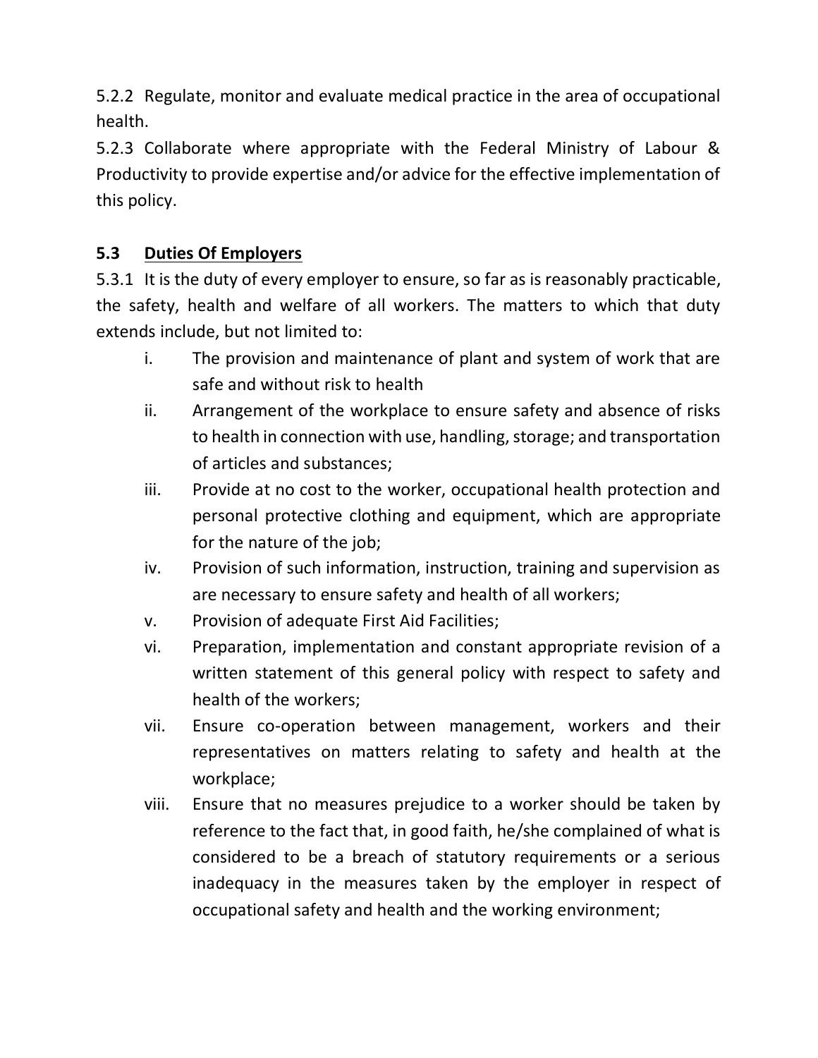5.2.2 Regulate, monitor and evaluate medical practice in the area of occupational health.

5.2.3 Collaborate where appropriate with the Federal Ministry of Labour & Productivity to provide expertise and/or advice for the effective implementation of this policy.

### 5.3 <u>Duties Of Employers</u>

5.3.1 It is the duty of every employer to ensure, so far as is reasonably practicable, the safety, health and welfare of all workers. The matters to which that duty extends include, but not limited to:

i. The provision and maintenance of plant and system of work that are safe and without risk to health

ii. Arrangement of the workplace to ensure safety and absence of risks to health in connection with use, handling, storage; and transportation of articles and substances;

iii. Provide at no cost to the worker, occupational health protection and personal protective clothing and equipment, which are appropriate for the nature of the job;

iv. Provision of such information, instruction, training and supervision as are necessary to ensure safety and health of all workers;

v. Provision of adequate First Aid Facilities;

vi. Preparation, implementation and constant appropriate revision of a written statement of this general policy with respect to safety and health of the workers;

vii. Ensure co-operation between management, workers and their representatives on matters relating to safety and health at the workplace;

viii. Ensure that no measures prejudice to a worker should be taken by reference to the fact that, in good faith, he/she complained of what is considered to be a breach of statutory requirements or a serious inadequacy in the measures taken by the employer in respect of occupational safety and health and the working environment;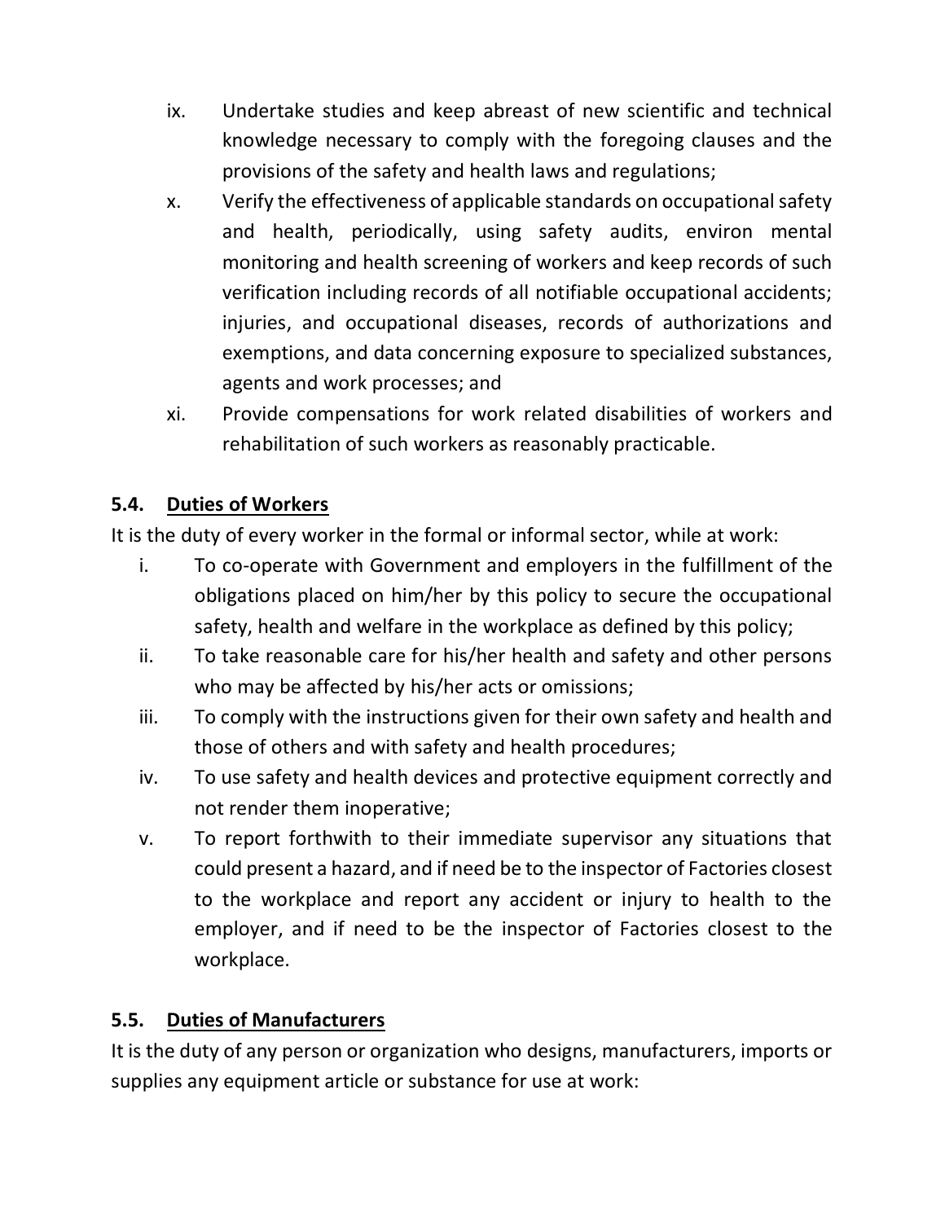ix. Undertake studies and keep abreast of new scientific and technical knowledge necessary to comply with the foregoing clauses and the provisions of the safety and health laws and regulations;

x. Verify the effectiveness of applicable standards on occupational safety and health, periodically, using safety audits, environ mental monitoring and health screening of workers and keep records of such verification including records of all notifiable occupational accidents; injuries, and occupational diseases, records of authorizations and exemptions, and data concerning exposure to specialized substances, agents and work processes; and

xi. Provide compensations for work related disabilities of workers and rehabilitation of such workers as reasonably practicable.

### 5.4. Duties of Workers

It is the duty of every worker in the formal or informal sector, while at work:

i. To co-operate with Government and employers in the fulfillment of the obligations placed on him/her by this policy to secure the occupational safety, health and welfare in the workplace as defined by this policy;

ii. To take reasonable care for his/her health and safety and other persons who may be affected by his/her acts or omissions;

iii. To comply with the instructions given for their own safety and health and those of others and with safety and health procedures;

iv. To use safety and health devices and protective equipment correctly and not render them inoperative;

v. To report forthwith to their immediate supervisor any situations that could present a hazard, and if need be to the inspector of Factories closest to the workplace and report any accident or injury to health to the employer, and if need to be the inspector of Factories closest to the workplace.

### 5.5. Duties of Manufacturers

It is the duty of any person or organization who designs, manufacturers, imports or supplies any equipment article or substance for use at work: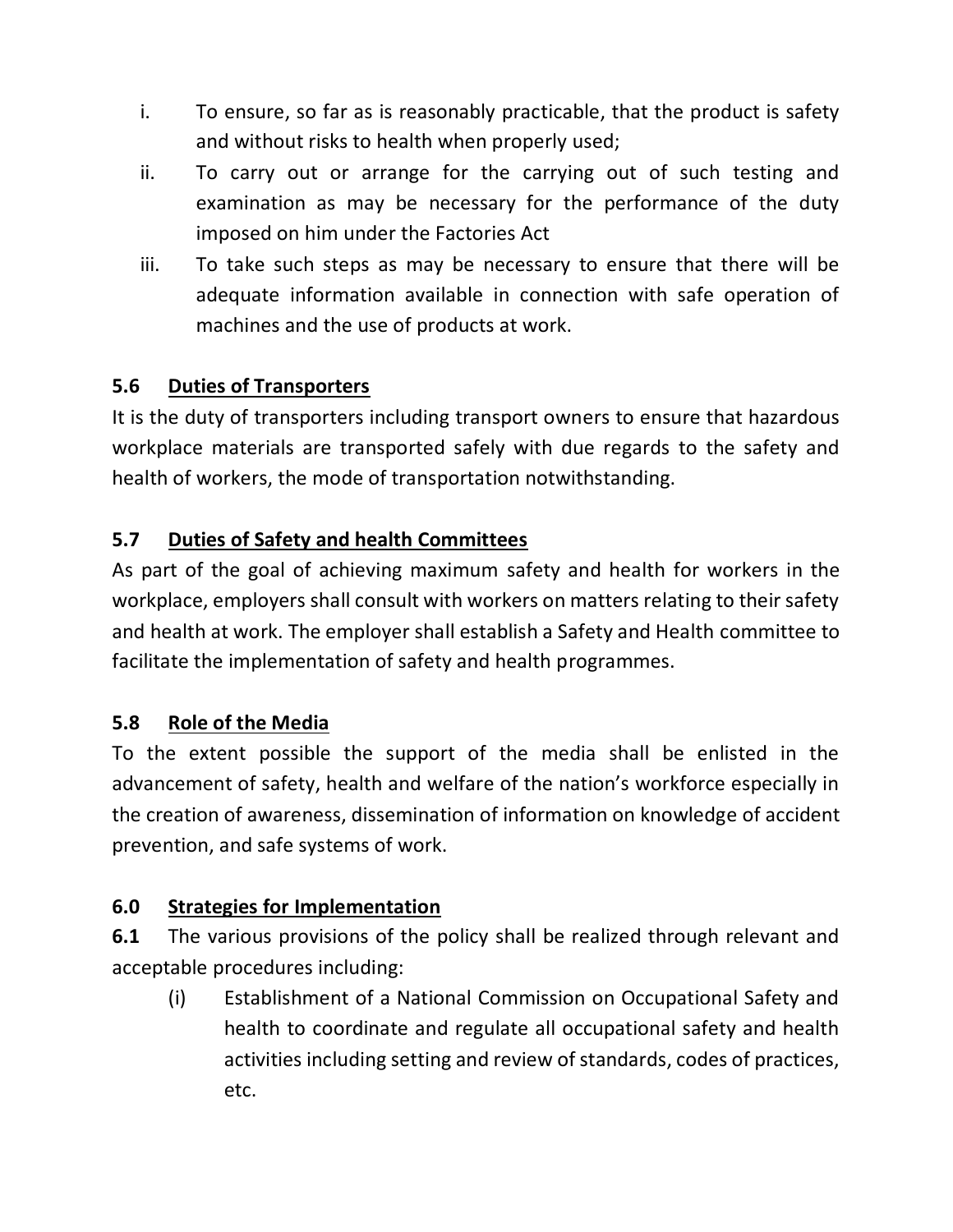i. To ensure, so far as is reasonably practicable, that the product is safety and without risks to health when properly used;
ii. To carry out or arrange for the carrying out of such testing and examination as may be necessary for the performance of the duty imposed on him under the Factories Act
iii. To take such steps as may be necessary to ensure that there will be adequate information available in connection with safe operation of machines and the use of products at work.

### 5.6 Duties of Transporters

It is the duty of transporters including transport owners to ensure that hazardous workplace materials are transported safely with due regards to the safety and health of workers, the mode of transportation notwithstanding.

### 5.7 Duties of Safety and health Committees

As part of the goal of achieving maximum safety and health for workers in the workplace, employers shall consult with workers on matters relating to their safety and health at work. The employer shall establish a Safety and Health committee to facilitate the implementation of safety and health programmes.

### 5.8 Role of the Media

To the extent possible the support of the media shall be enlisted in the advancement of safety, health and welfare of the nation's workforce especially in the creation of awareness, dissemination of information on knowledge of accident prevention, and safe systems of work.

## 6.0 Strategies for Implementation

**6.1** The various provisions of the policy shall be realized through relevant and acceptable procedures including:

(i) Establishment of a National Commission on Occupational Safety and health to coordinate and regulate all occupational safety and health activities including setting and review of standards, codes of practices, etc.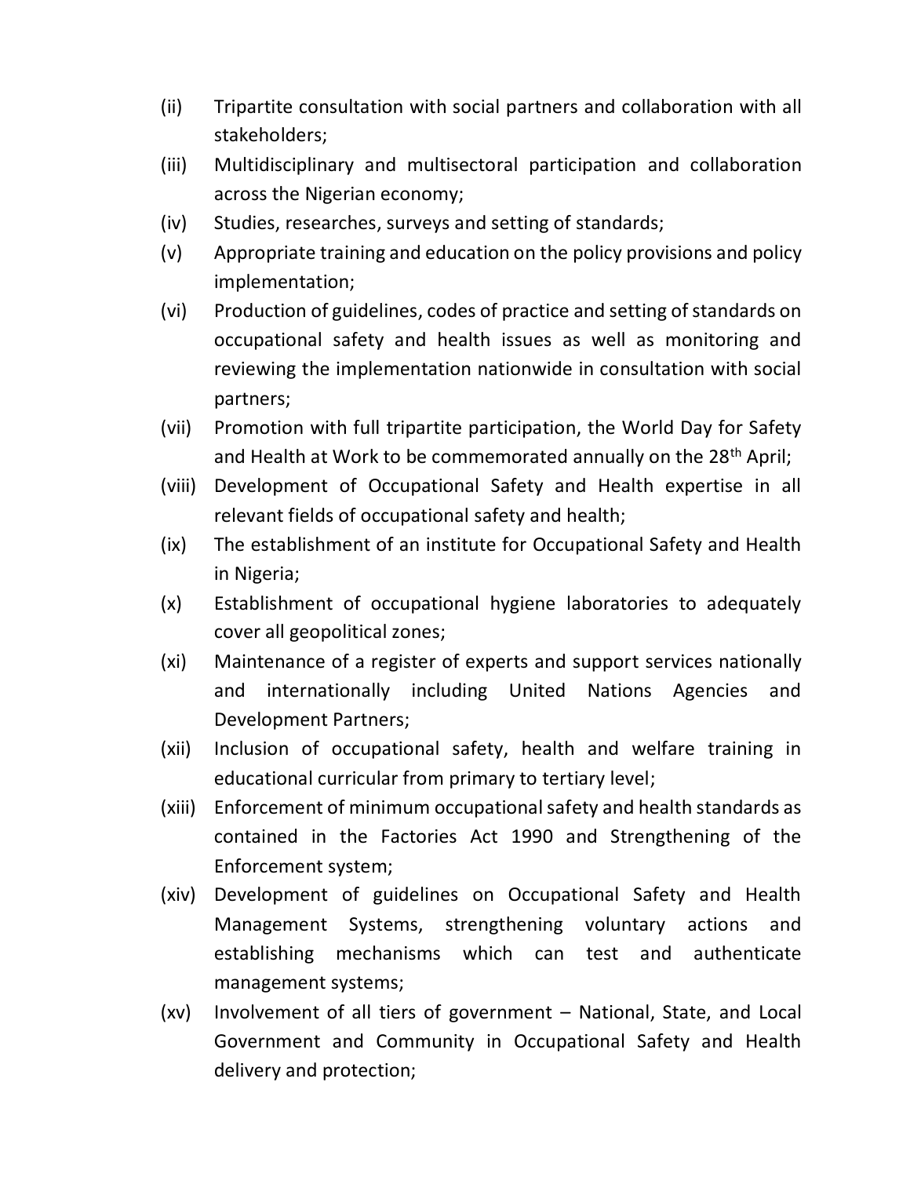(ii) Tripartite consultation with social partners and collaboration with all stakeholders;

(iii) Multidisciplinary and multisectoral participation and collaboration across the Nigerian economy;

(iv) Studies, researches, surveys and setting of standards;

(v) Appropriate training and education on the policy provisions and policy implementation;

(vi) Production of guidelines, codes of practice and setting of standards on occupational safety and health issues as well as monitoring and reviewing the implementation nationwide in consultation with social partners;

(vii) Promotion with full tripartite participation, the World Day for Safety and Health at Work to be commemorated annually on the 28th April;

(viii) Development of Occupational Safety and Health expertise in all relevant fields of occupational safety and health;

(ix) The establishment of an institute for Occupational Safety and Health in Nigeria;

(x) Establishment of occupational hygiene laboratories to adequately cover all geopolitical zones;

(xi) Maintenance of a register of experts and support services nationally and internationally including United Nations Agencies and Development Partners;

(xii) Inclusion of occupational safety, health and welfare training in educational curricular from primary to tertiary level;

(xiii) Enforcement of minimum occupational safety and health standards as contained in the Factories Act 1990 and Strengthening of the Enforcement system;

(xiv) Development of guidelines on Occupational Safety and Health Management Systems, strengthening voluntary actions and establishing mechanisms which can test and authenticate management systems;

(xv) Involvement of all tiers of government – National, State, and Local Government and Community in Occupational Safety and Health delivery and protection;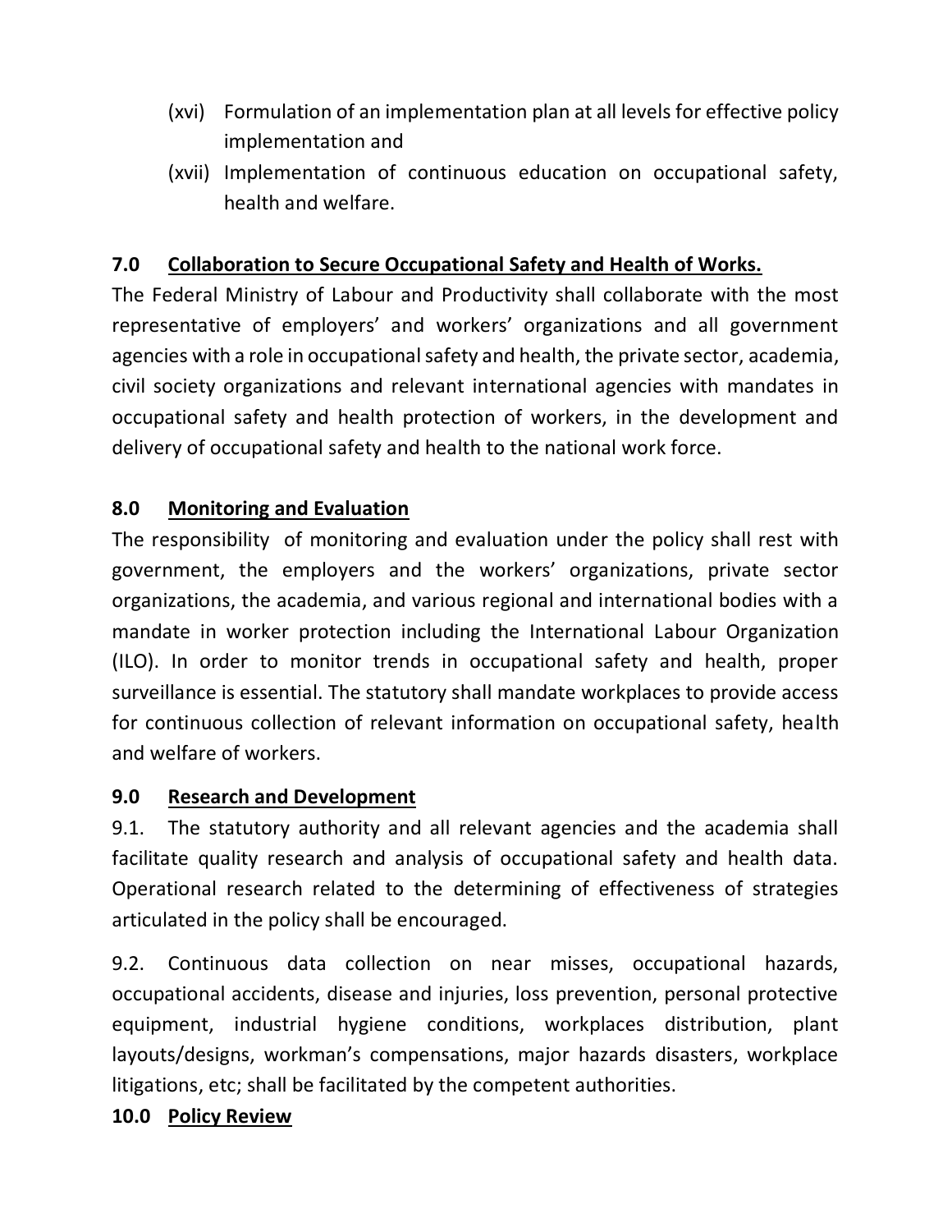(xvi) Formulation of an implementation plan at all levels for effective policy implementation and

(xvii) Implementation of continuous education on occupational safety, health and welfare.

## 7.0 Collaboration to Secure Occupational Safety and Health of Works.

The Federal Ministry of Labour and Productivity shall collaborate with the most representative of employers' and workers' organizations and all government agencies with a role in occupational safety and health, the private sector, academia, civil society organizations and relevant international agencies with mandates in occupational safety and health protection of workers, in the development and delivery of occupational safety and health to the national work force.

## 8.0 Monitoring and Evaluation

The responsibility of monitoring and evaluation under the policy shall rest with government, the employers and the workers' organizations, private sector organizations, the academia, and various regional and international bodies with a mandate in worker protection including the International Labour Organization (ILO). In order to monitor trends in occupational safety and health, proper surveillance is essential. The statutory shall mandate workplaces to provide access for continuous collection of relevant information on occupational safety, health and welfare of workers.

## 9.0 Research and Development

9.1. The statutory authority and all relevant agencies and the academia shall facilitate quality research and analysis of occupational safety and health data. Operational research related to the determining of effectiveness of strategies articulated in the policy shall be encouraged.

9.2. Continuous data collection on near misses, occupational hazards, occupational accidents, disease and injuries, loss prevention, personal protective equipment, industrial hygiene conditions, workplaces distribution, plant layouts/designs, workman's compensations, major hazards disasters, workplace litigations, etc; shall be facilitated by the competent authorities.

## 10.0 Policy Review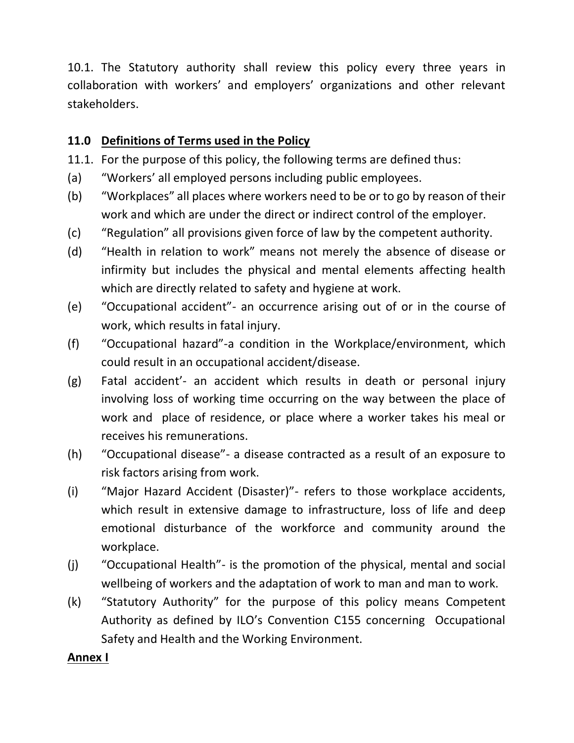10.1. The Statutory authority shall review this policy every three years in collaboration with workers' and employers' organizations and other relevant stakeholders.

## 11.0 Definitions of Terms used in the Policy

11.1. For the purpose of this policy, the following terms are defined thus:

(a) "Workers' all employed persons including public employees.

(b) "Workplaces" all places where workers need to be or to go by reason of their work and which are under the direct or indirect control of the employer.

(c) "Regulation" all provisions given force of law by the competent authority.

(d) "Health in relation to work" means not merely the absence of disease or infirmity but includes the physical and mental elements affecting health which are directly related to safety and hygiene at work.

(e) "Occupational accident"- an occurrence arising out of or in the course of work, which results in fatal injury.

(f) "Occupational hazard"-a condition in the Workplace/environment, which could result in an occupational accident/disease.

(g) Fatal accident'- an accident which results in death or personal injury involving loss of working time occurring on the way between the place of work and place of residence, or place where a worker takes his meal or receives his remunerations.

(h) "Occupational disease"- a disease contracted as a result of an exposure to risk factors arising from work.

(i) "Major Hazard Accident (Disaster)"- refers to those workplace accidents, which result in extensive damage to infrastructure, loss of life and deep emotional disturbance of the workforce and community around the workplace.

(j) "Occupational Health"- is the promotion of the physical, mental and social wellbeing of workers and the adaptation of work to man and man to work.

(k) "Statutory Authority" for the purpose of this policy means Competent Authority as defined by ILO's Convention C155 concerning Occupational Safety and Health and the Working Environment.

**Annex I**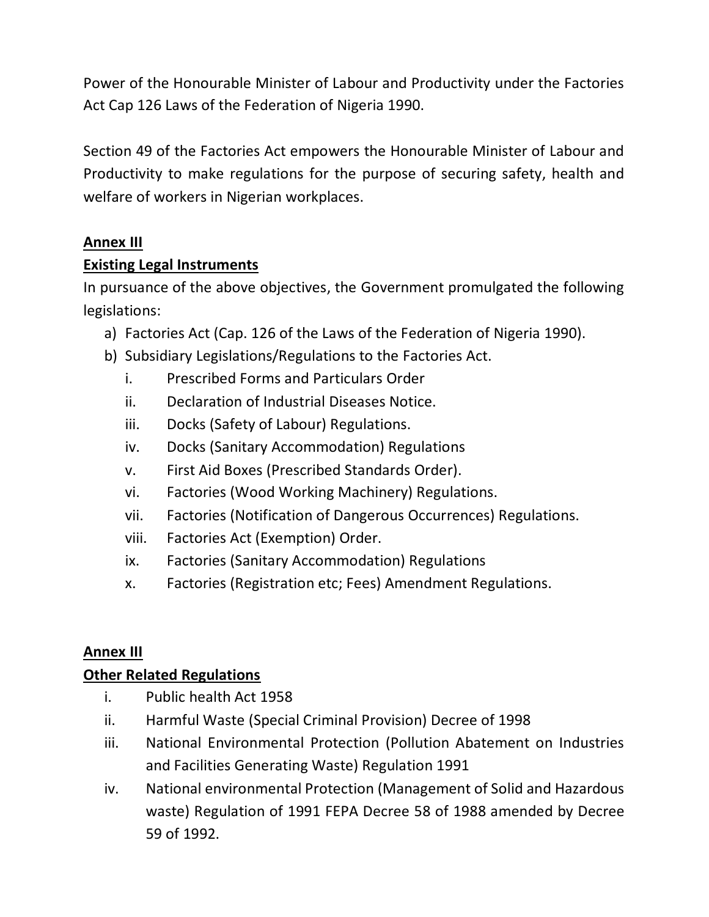Power of the Honourable Minister of Labour and Productivity under the Factories Act Cap 126 Laws of the Federation of Nigeria 1990.

Section 49 of the Factories Act empowers the Honourable Minister of Labour and Productivity to make regulations for the purpose of securing safety, health and welfare of workers in Nigerian workplaces.

**<u>Annex III</u>**

**<u>Existing Legal Instruments</u>**

In pursuance of the above objectives, the Government promulgated the following legislations:

a) Factories Act (Cap. 126 of the Laws of the Federation of Nigeria 1990).
b) Subsidiary Legislations/Regulations to the Factories Act.
    i. Prescribed Forms and Particulars Order
    ii. Declaration of Industrial Diseases Notice.
    iii. Docks (Safety of Labour) Regulations.
    iv. Docks (Sanitary Accommodation) Regulations
    v. First Aid Boxes (Prescribed Standards Order).
    vi. Factories (Wood Working Machinery) Regulations.
    vii. Factories (Notification of Dangerous Occurrences) Regulations.
    viii. Factories Act (Exemption) Order.
    ix. Factories (Sanitary Accommodation) Regulations
    x. Factories (Registration etc; Fees) Amendment Regulations.

**<u>Annex III</u>**

**<u>Other Related Regulations</u>**

i. Public health Act 1958
ii. Harmful Waste (Special Criminal Provision) Decree of 1998
iii. National Environmental Protection (Pollution Abatement on Industries and Facilities Generating Waste) Regulation 1991
iv. National environmental Protection (Management of Solid and Hazardous waste) Regulation of 1991 FEPA Decree 58 of 1988 amended by Decree 59 of 1992.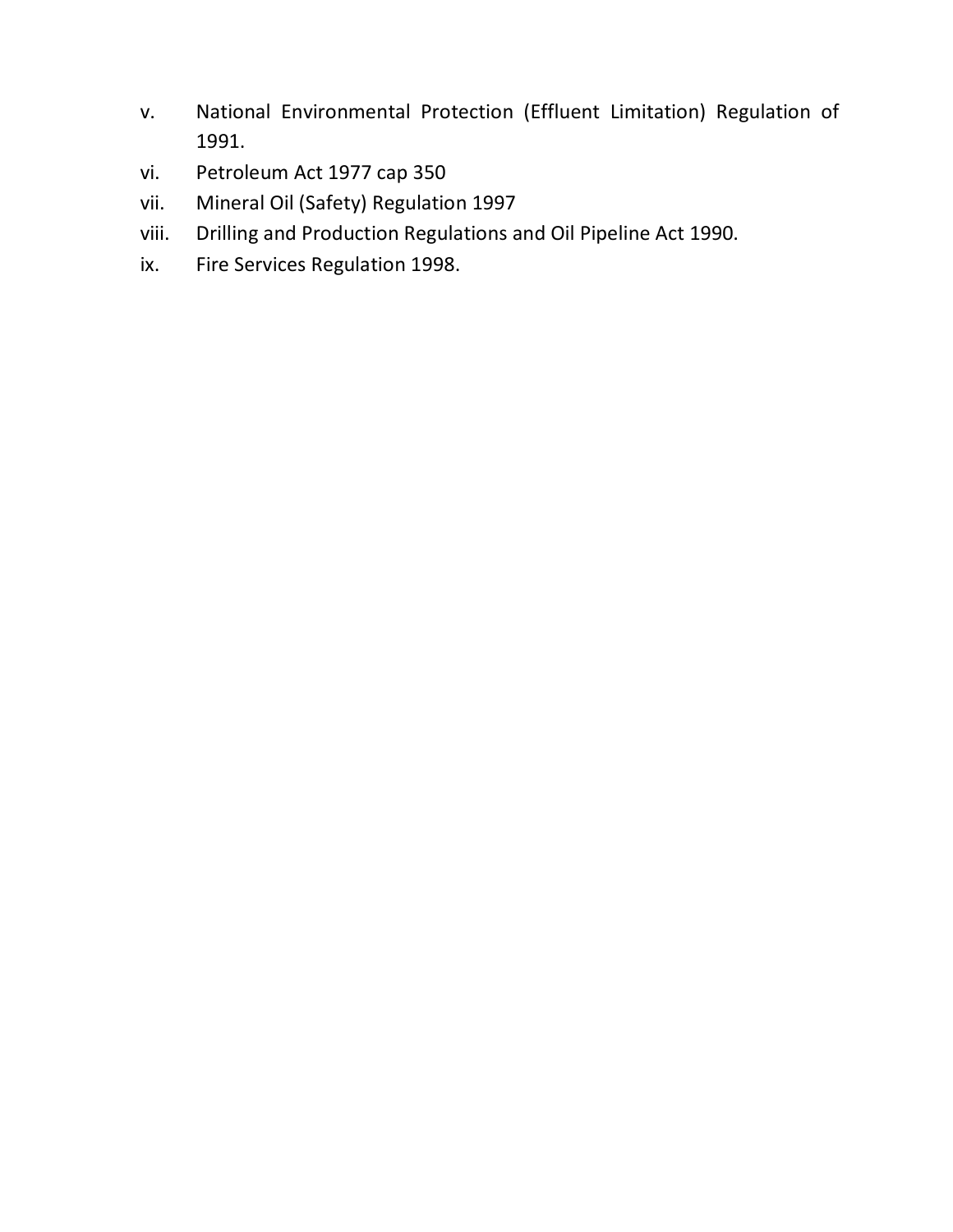v. National Environmental Protection (Effluent Limitation) Regulation of 1991.

vi. Petroleum Act 1977 cap 350

vii. Mineral Oil (Safety) Regulation 1997

viii. Drilling and Production Regulations and Oil Pipeline Act 1990.

ix. Fire Services Regulation 1998.